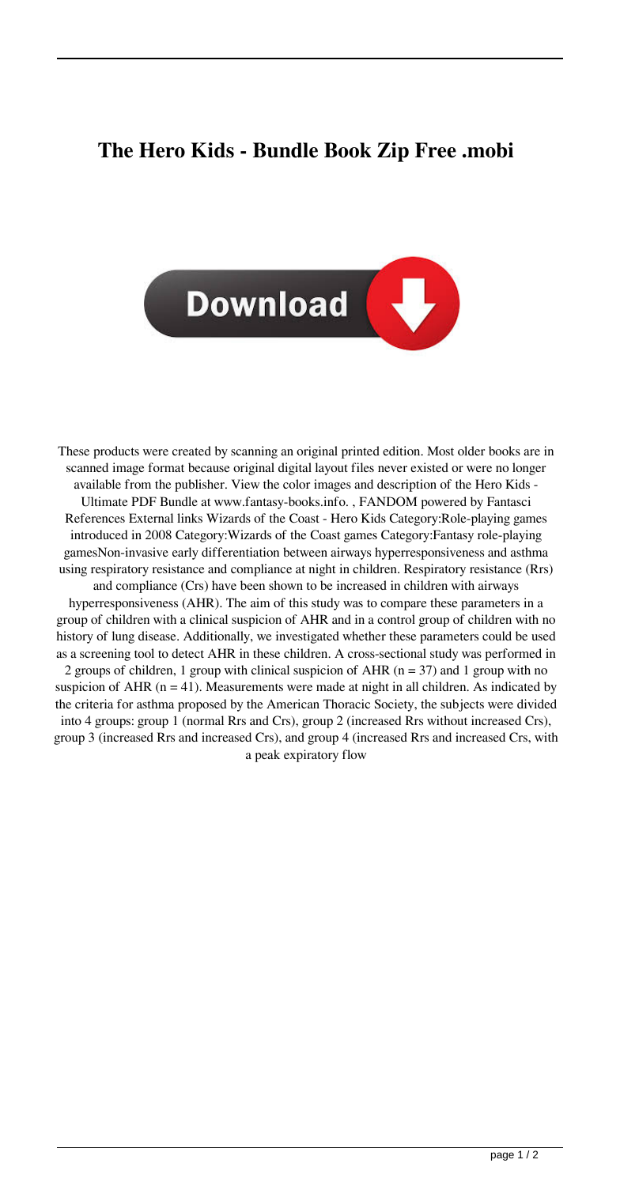# The Hero Kids - Bundle Book Zip Free .mobi

Download

These products were created by scanning an original printed edition. Most older books are in scanned image format because original digital layout files never existed or were no longer available from the publisher. View the color images and description of the Hero Kids - Ultimate PDF Bundle at www.fantasy-books.info. , FANDOM powered by Fantasci References External links Wizards of the Coast - Hero Kids Category:Role-playing games introduced in 2008 Category:Wizards of the Coast games Category:Fantasy role-playing gamesNon-invasive early differentiation between airways hyperresponsiveness and asthma using respiratory resistance and compliance at night in children. Respiratory resistance (Rrs) and compliance (Crs) have been shown to be increased in children with airways hyperresponsiveness (AHR). The aim of this study was to compare these parameters in a group of children with a clinical suspicion of AHR and in a control group of children with no history of lung disease. Additionally, we investigated whether these parameters could be used as a screening tool to detect AHR in these children. A cross-sectional study was performed in 2 groups of children, 1 group with clinical suspicion of AHR ($n = 37$) and 1 group with no suspicion of AHR ($n = 41$). Measurements were made at night in all children. As indicated by the criteria for asthma proposed by the American Thoracic Society, the subjects were divided into 4 groups: group 1 (normal Rrs and Crs), group 2 (increased Rrs without increased Crs), group 3 (increased Rrs and increased Crs), and group 4 (increased Rrs and increased Crs, with a peak expiratory flow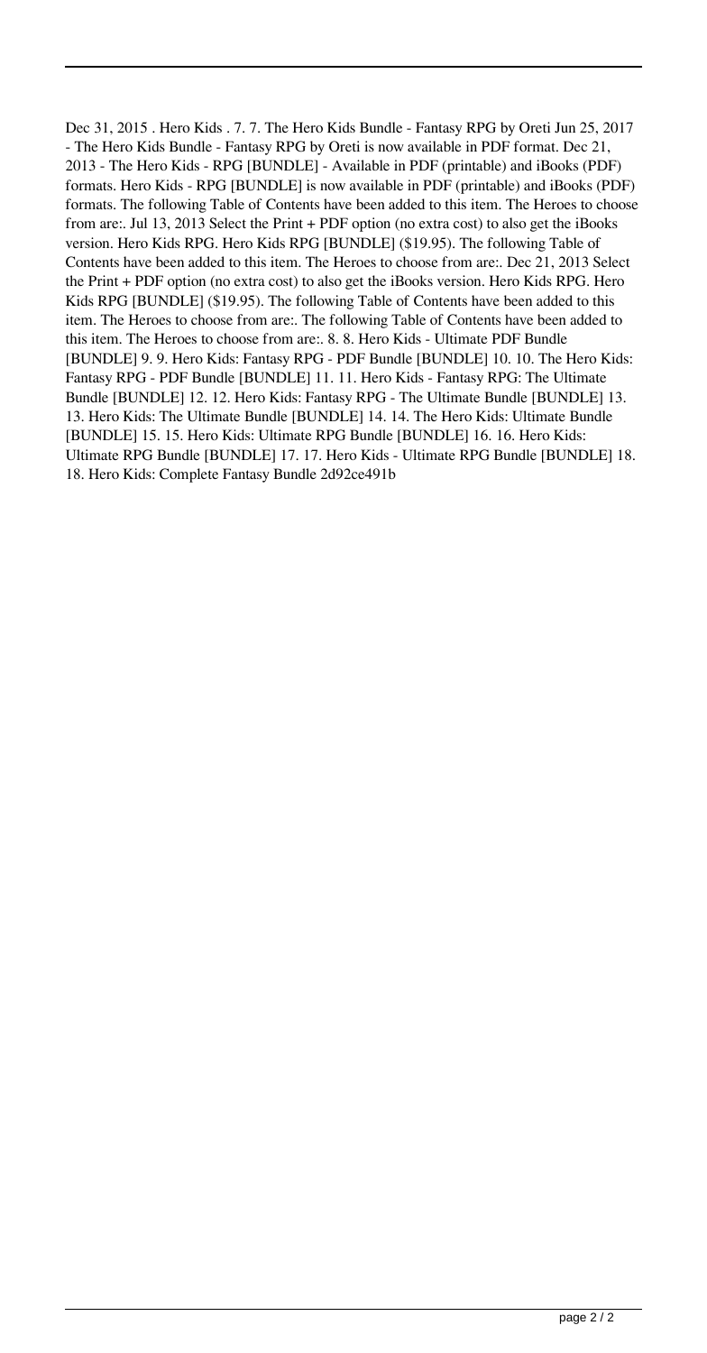Dec 31, 2015 . Hero Kids . 7. 7. The Hero Kids Bundle - Fantasy RPG by Oreti Jun 25, 2017 - The Hero Kids Bundle - Fantasy RPG by Oreti is now available in PDF format. Dec 21, 2013 - The Hero Kids - RPG [BUNDLE] - Available in PDF (printable) and iBooks (PDF) formats. Hero Kids - RPG [BUNDLE] is now available in PDF (printable) and iBooks (PDF) formats. The following Table of Contents have been added to this item. The Heroes to choose from are:. Jul 13, 2013 Select the Print + PDF option (no extra cost) to also get the iBooks version. Hero Kids RPG. Hero Kids RPG [BUNDLE] ($19.95). The following Table of Contents have been added to this item. The Heroes to choose from are:. Dec 21, 2013 Select the Print + PDF option (no extra cost) to also get the iBooks version. Hero Kids RPG. Hero Kids RPG [BUNDLE] ($19.95). The following Table of Contents have been added to this item. The Heroes to choose from are:. The following Table of Contents have been added to this item. The Heroes to choose from are:. 8. 8. Hero Kids - Ultimate PDF Bundle [BUNDLE] 9. 9. Hero Kids: Fantasy RPG - PDF Bundle [BUNDLE] 10. 10. The Hero Kids: Fantasy RPG - PDF Bundle [BUNDLE] 11. 11. Hero Kids - Fantasy RPG: The Ultimate Bundle [BUNDLE] 12. 12. Hero Kids: Fantasy RPG - The Ultimate Bundle [BUNDLE] 13. 13. Hero Kids: The Ultimate Bundle [BUNDLE] 14. 14. The Hero Kids: Ultimate Bundle [BUNDLE] 15. 15. Hero Kids: Ultimate RPG Bundle [BUNDLE] 16. 16. Hero Kids: Ultimate RPG Bundle [BUNDLE] 17. 17. Hero Kids - Ultimate RPG Bundle [BUNDLE] 18. 18. Hero Kids: Complete Fantasy Bundle 2d92ce491b